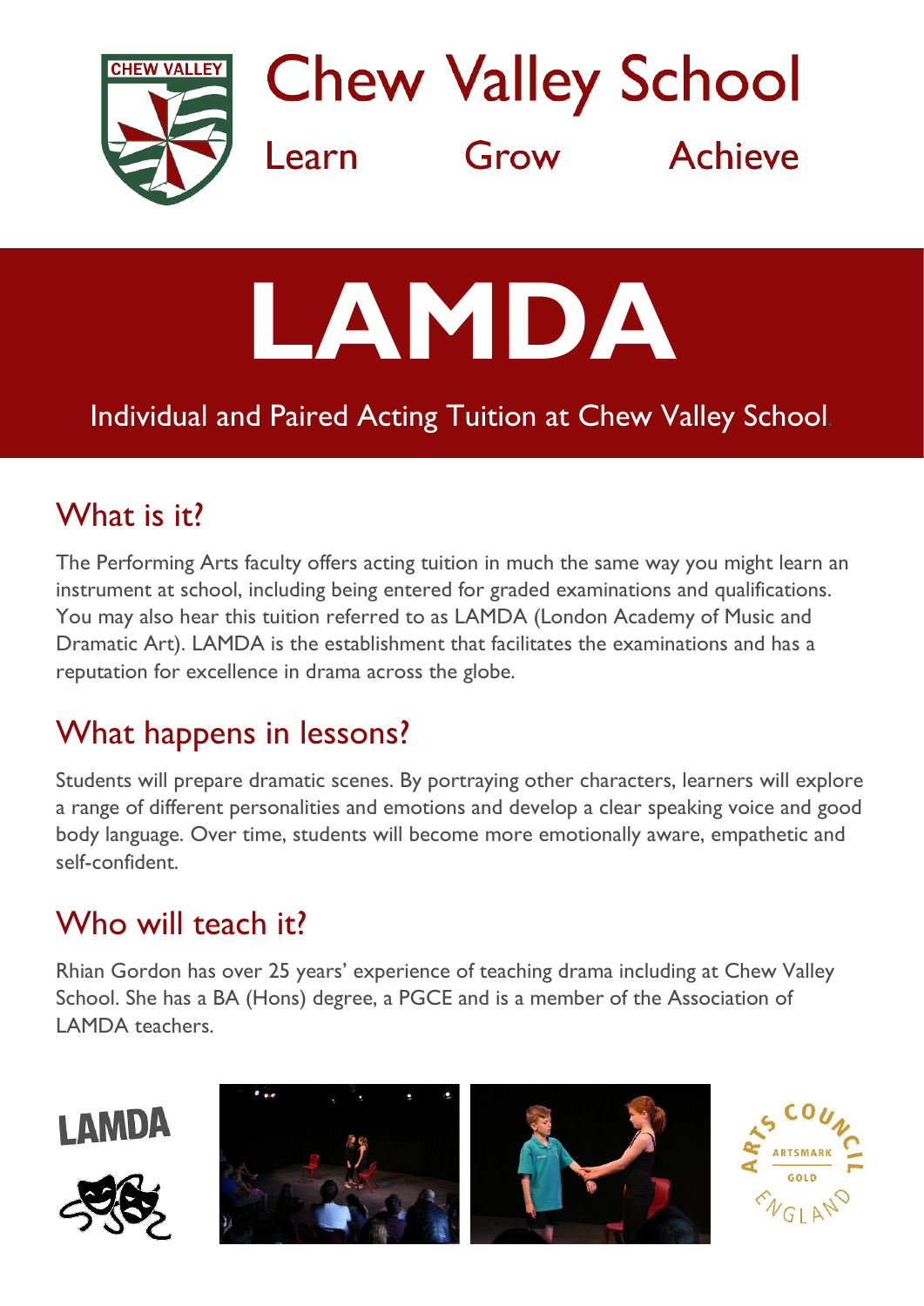# Chew Valley School

Learn Grow Achieve

# LAMDA

Individual and Paired Acting Tuition at Chew Valley School.

## What is it?

The Performing Arts faculty offers acting tuition in much the same way you might learn an instrument at school, including being entered for graded examinations and qualifications. You may also hear this tuition referred to as LAMDA (London Academy of Music and Dramatic Art). LAMDA is the establishment that facilitates the examinations and has a reputation for excellence in drama across the globe.

## What happens in lessons?

Students will prepare dramatic scenes. By portraying other characters, learners will explore a range of different personalities and emotions and develop a clear speaking voice and good body language. Over time, students will become more emotionally aware, empathetic and self-confident.

## Who will teach it?

Rhian Gordon has over 25 years' experience of teaching drama including at Chew Valley School. She has a BA (Hons) degree, a PGCE and is a member of the Association of LAMDA teachers.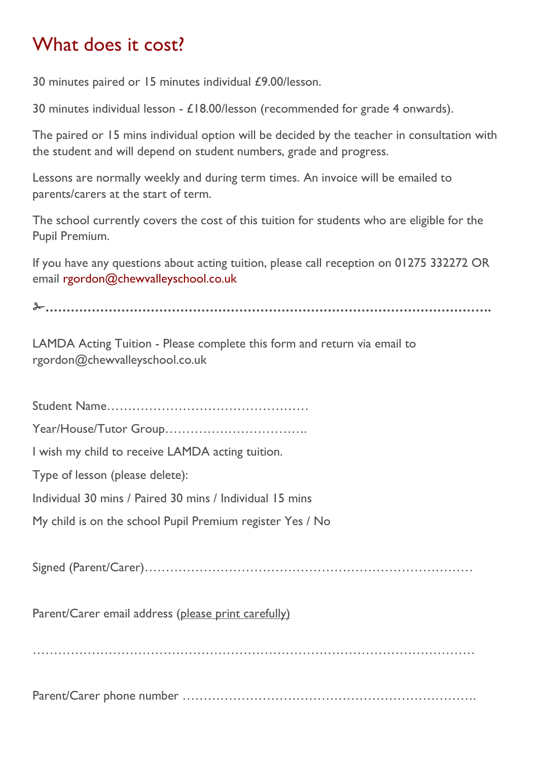## What does it cost?

30 minutes paired or 15 minutes individual £9.00/lesson.

30 minutes individual lesson - £18.00/lesson (recommended for grade 4 onwards).

The paired or 15 mins individual option will be decided by the teacher in consultation with the student and will depend on student numbers, grade and progress.

Lessons are normally weekly and during term times. An invoice will be emailed to parents/carers at the start of term.

The school currently covers the cost of this tuition for students who are eligible for the Pupil Premium.

If you have any questions about acting tuition, please call reception on 01275 332272 OR email rgordon@chewvalleyschool.co.uk

✂.................................................................................................................

LAMDA Acting Tuition - Please complete this form and return via email to rgordon@chewvalleyschool.co.uk

Student Name…………………………………………

Year/House/Tutor Group……………………………..

I wish my child to receive LAMDA acting tuition.

Type of lesson (please delete):

Individual 30 mins / Paired 30 mins / Individual 15 mins

My child is on the school Pupil Premium register Yes / No

Signed (Parent/Carer)……………………………………………………………………

Parent/Carer email address (please print carefully)

……………………………………………………………………………………………

Parent/Carer phone number …………………………………………………………….